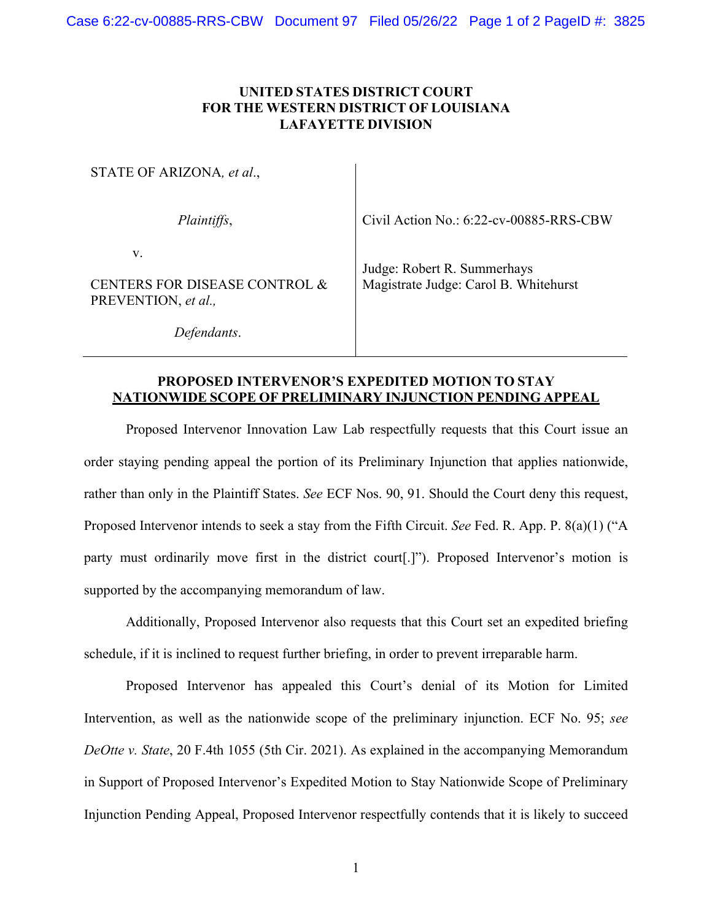**UNITED STATES DISTRICT COURT**
**FOR THE WESTERN DISTRICT OF LOUISIANA**
**LAFAYETTE DIVISION**

| | |
|---|---|
| STATE OF ARIZONA, *et al*., | |
| *Plaintiffs*, | Civil Action No.: 6:22-cv-00885-RRS-CBW |
| v. | |
| CENTERS FOR DISEASE CONTROL & PREVENTION, *et al.,* | Judge: Robert R. Summerhays<br>Magistrate Judge: Carol B. Whitehurst |
| *Defendants*. | |

**PROPOSED INTERVENOR'S EXPEDITED MOTION TO STAY**
**NATIONWIDE SCOPE OF PRELIMINARY INJUNCTION PENDING APPEAL**

Proposed Intervenor Innovation Law Lab respectfully requests that this Court issue an order staying pending appeal the portion of its Preliminary Injunction that applies nationwide, rather than only in the Plaintiff States. *See* ECF Nos. 90, 91. Should the Court deny this request, Proposed Intervenor intends to seek a stay from the Fifth Circuit. *See* Fed. R. App. P. 8(a)(1) ("A party must ordinarily move first in the district court[.]"). Proposed Intervenor's motion is supported by the accompanying memorandum of law.

Additionally, Proposed Intervenor also requests that this Court set an expedited briefing schedule, if it is inclined to request further briefing, in order to prevent irreparable harm.

Proposed Intervenor has appealed this Court's denial of its Motion for Limited Intervention, as well as the nationwide scope of the preliminary injunction. ECF No. 95; *see DeOtte v. State*, 20 F.4th 1055 (5th Cir. 2021). As explained in the accompanying Memorandum in Support of Proposed Intervenor's Expedited Motion to Stay Nationwide Scope of Preliminary Injunction Pending Appeal, Proposed Intervenor respectfully contends that it is likely to succeed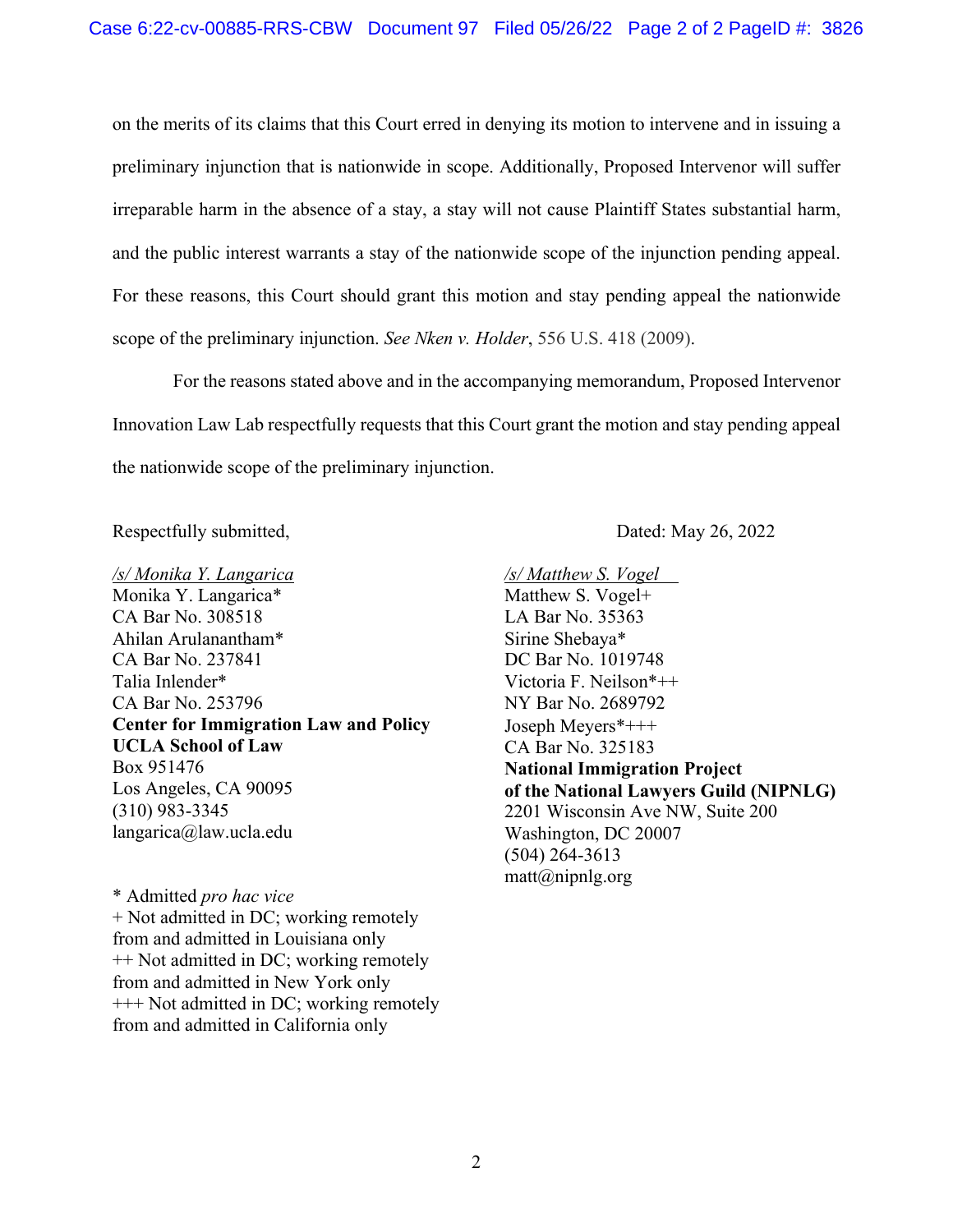on the merits of its claims that this Court erred in denying its motion to intervene and in issuing a preliminary injunction that is nationwide in scope. Additionally, Proposed Intervenor will suffer irreparable harm in the absence of a stay, a stay will not cause Plaintiff States substantial harm, and the public interest warrants a stay of the nationwide scope of the injunction pending appeal. For these reasons, this Court should grant this motion and stay pending appeal the nationwide scope of the preliminary injunction. *See Nken v. Holder*, 556 U.S. 418 (2009).

For the reasons stated above and in the accompanying memorandum, Proposed Intervenor Innovation Law Lab respectfully requests that this Court grant the motion and stay pending appeal the nationwide scope of the preliminary injunction.

Respectfully submitted,

Dated: May 26, 2022

*/s/ Monika Y. Langarica*
Monika Y. Langarica*
CA Bar No. 308518
Ahilan Arulanantham*
CA Bar No. 237841
Talia Inlender*
CA Bar No. 253796
**Center for Immigration Law and Policy**
**UCLA School of Law**
Box 951476
Los Angeles, CA 90095
(310) 983-3345
langarica@law.ucla.edu

*/s/ Matthew S. Vogel*
Matthew S. Vogel+
LA Bar No. 35363
Sirine Shebaya*
DC Bar No. 1019748
Victoria F. Neilson*++
NY Bar No. 2689792
Joseph Meyers*+++
CA Bar No. 325183
**National Immigration Project**
**of the National Lawyers Guild (NIPNLG)**
2201 Wisconsin Ave NW, Suite 200
Washington, DC 20007
(504) 264-3613
matt@nipnlg.org

\* Admitted *pro hac vice*
\+ Not admitted in DC; working remotely from and admitted in Louisiana only
++ Not admitted in DC; working remotely from and admitted in New York only
+++ Not admitted in DC; working remotely from and admitted in California only